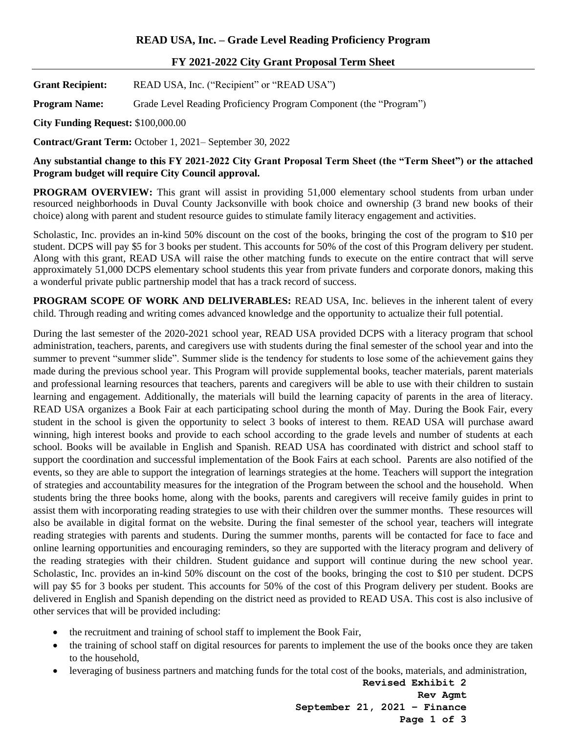# READ USA, Inc. – Grade Level Reading Proficiency Program

## FY 2021-2022 City Grant Proposal Term Sheet

**Grant Recipient:** READ USA, Inc. ("Recipient" or "READ USA")

**Program Name:** Grade Level Reading Proficiency Program Component (the "Program")

**City Funding Request:** $100,000.00

**Contract/Grant Term:** October 1, 2021– September 30, 2022

**Any substantial change to this FY 2021-2022 City Grant Proposal Term Sheet (the "Term Sheet") or the attached Program budget will require City Council approval.**

**PROGRAM OVERVIEW:** This grant will assist in providing 51,000 elementary school students from urban under resourced neighborhoods in Duval County Jacksonville with book choice and ownership (3 brand new books of their choice) along with parent and student resource guides to stimulate family literacy engagement and activities.

Scholastic, Inc. provides an in-kind 50% discount on the cost of the books, bringing the cost of the program to $10 per student. DCPS will pay $5 for 3 books per student. This accounts for 50% of the cost of this Program delivery per student. Along with this grant, READ USA will raise the other matching funds to execute on the entire contract that will serve approximately 51,000 DCPS elementary school students this year from private funders and corporate donors, making this a wonderful private public partnership model that has a track record of success.

**PROGRAM SCOPE OF WORK AND DELIVERABLES:** READ USA, Inc. believes in the inherent talent of every child. Through reading and writing comes advanced knowledge and the opportunity to actualize their full potential.

During the last semester of the 2020-2021 school year, READ USA provided DCPS with a literacy program that school administration, teachers, parents, and caregivers use with students during the final semester of the school year and into the summer to prevent "summer slide". Summer slide is the tendency for students to lose some of the achievement gains they made during the previous school year. This Program will provide supplemental books, teacher materials, parent materials and professional learning resources that teachers, parents and caregivers will be able to use with their children to sustain learning and engagement. Additionally, the materials will build the learning capacity of parents in the area of literacy. READ USA organizes a Book Fair at each participating school during the month of May. During the Book Fair, every student in the school is given the opportunity to select 3 books of interest to them. READ USA will purchase award winning, high interest books and provide to each school according to the grade levels and number of students at each school. Books will be available in English and Spanish. READ USA has coordinated with district and school staff to support the coordination and successful implementation of the Book Fairs at each school. Parents are also notified of the events, so they are able to support the integration of learnings strategies at the home. Teachers will support the integration of strategies and accountability measures for the integration of the Program between the school and the household. When students bring the three books home, along with the books, parents and caregivers will receive family guides in print to assist them with incorporating reading strategies to use with their children over the summer months. These resources will also be available in digital format on the website. During the final semester of the school year, teachers will integrate reading strategies with parents and students. During the summer months, parents will be contacted for face to face and online learning opportunities and encouraging reminders, so they are supported with the literacy program and delivery of the reading strategies with their children. Student guidance and support will continue during the new school year. Scholastic, Inc. provides an in-kind 50% discount on the cost of the books, bringing the cost to $10 per student. DCPS will pay $5 for 3 books per student. This accounts for 50% of the cost of this Program delivery per student. Books are delivered in English and Spanish depending on the district need as provided to READ USA. This cost is also inclusive of other services that will be provided including:

- the recruitment and training of school staff to implement the Book Fair,
- the training of school staff on digital resources for parents to implement the use of the books once they are taken to the household,
- leveraging of business partners and matching funds for the total cost of the books, materials, and administration,

**Revised Exhibit 2**
**Rev Agmt**
**September 21, 2021 – Finance**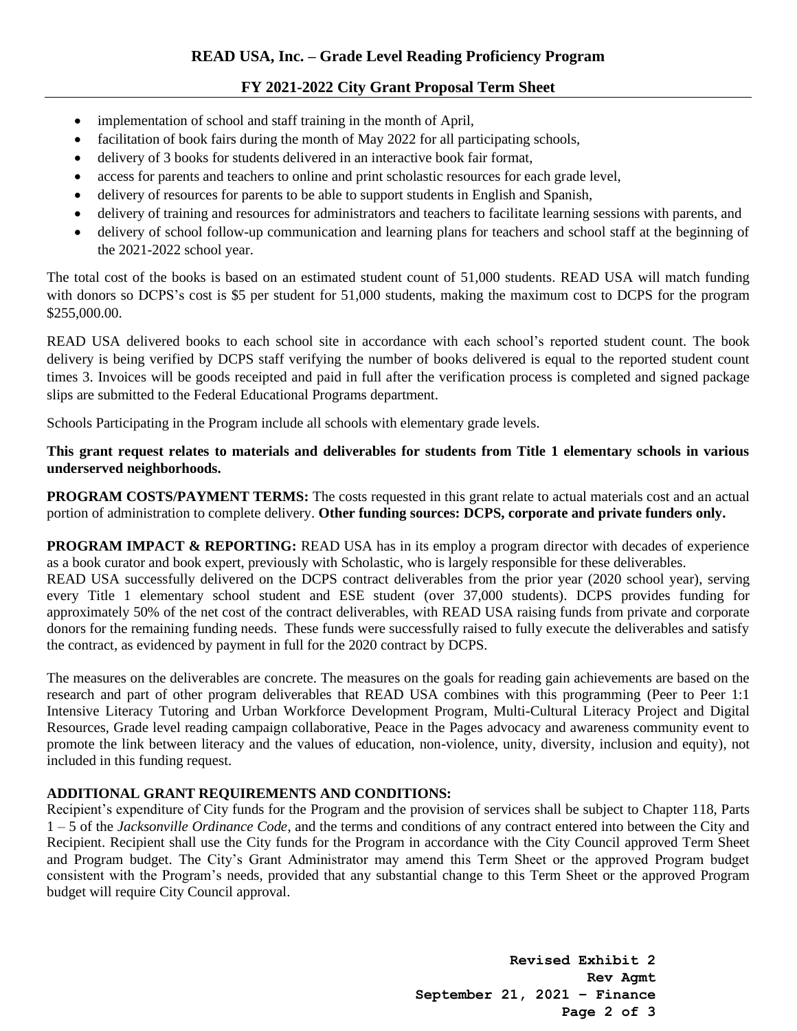- implementation of school and staff training in the month of April,
- facilitation of book fairs during the month of May 2022 for all participating schools,
- delivery of 3 books for students delivered in an interactive book fair format,
- access for parents and teachers to online and print scholastic resources for each grade level,
- delivery of resources for parents to be able to support students in English and Spanish,
- delivery of training and resources for administrators and teachers to facilitate learning sessions with parents, and
- delivery of school follow-up communication and learning plans for teachers and school staff at the beginning of the 2021-2022 school year.

The total cost of the books is based on an estimated student count of 51,000 students. READ USA will match funding with donors so DCPS's cost is $5 per student for 51,000 students, making the maximum cost to DCPS for the program $255,000.00.

READ USA delivered books to each school site in accordance with each school's reported student count. The book delivery is being verified by DCPS staff verifying the number of books delivered is equal to the reported student count times 3. Invoices will be goods receipted and paid in full after the verification process is completed and signed package slips are submitted to the Federal Educational Programs department.

Schools Participating in the Program include all schools with elementary grade levels.

**This grant request relates to materials and deliverables for students from Title 1 elementary schools in various underserved neighborhoods.**

**PROGRAM COSTS/PAYMENT TERMS:** The costs requested in this grant relate to actual materials cost and an actual portion of administration to complete delivery. **Other funding sources: DCPS, corporate and private funders only.**

**PROGRAM IMPACT & REPORTING:** READ USA has in its employ a program director with decades of experience as a book curator and book expert, previously with Scholastic, who is largely responsible for these deliverables.
READ USA successfully delivered on the DCPS contract deliverables from the prior year (2020 school year), serving every Title 1 elementary school student and ESE student (over 37,000 students). DCPS provides funding for approximately 50% of the net cost of the contract deliverables, with READ USA raising funds from private and corporate donors for the remaining funding needs. These funds were successfully raised to fully execute the deliverables and satisfy the contract, as evidenced by payment in full for the 2020 contract by DCPS.

The measures on the deliverables are concrete. The measures on the goals for reading gain achievements are based on the research and part of other program deliverables that READ USA combines with this programming (Peer to Peer 1:1 Intensive Literacy Tutoring and Urban Workforce Development Program, Multi-Cultural Literacy Project and Digital Resources, Grade level reading campaign collaborative, Peace in the Pages advocacy and awareness community event to promote the link between literacy and the values of education, non-violence, unity, diversity, inclusion and equity), not included in this funding request.

**ADDITIONAL GRANT REQUIREMENTS AND CONDITIONS:**
Recipient's expenditure of City funds for the Program and the provision of services shall be subject to Chapter 118, Parts 1 – 5 of the *Jacksonville Ordinance Code*, and the terms and conditions of any contract entered into between the City and Recipient. Recipient shall use the City funds for the Program in accordance with the City Council approved Term Sheet and Program budget. The City's Grant Administrator may amend this Term Sheet or the approved Program budget consistent with the Program's needs, provided that any substantial change to this Term Sheet or the approved Program budget will require City Council approval.

**Revised Exhibit 2**
**Rev Agmt**
**September 21, 2021 – Finance**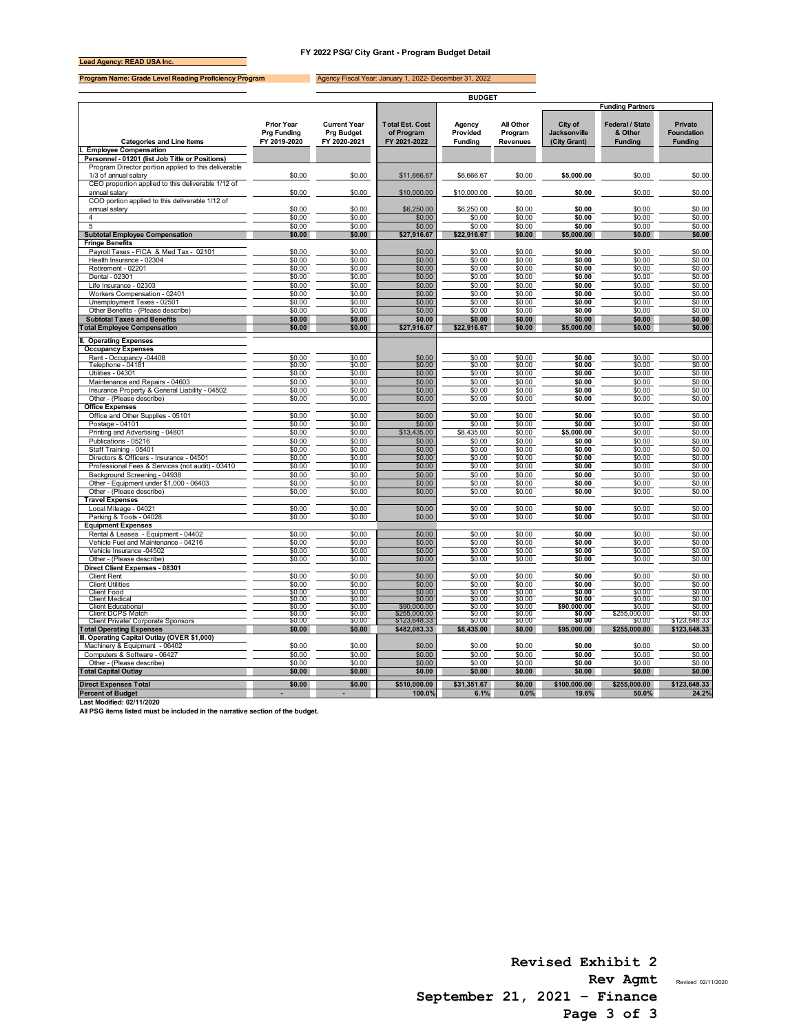**Lead Agency: READ USA Inc.**

## FY 2022 PSG/ City Grant - Program Budget Detail

**Program Name: Grade Level Reading Proficiency Program**

Agency Fiscal Year: January 1, 2022- December 31, 2022

| Categories and Line Items | Prior Year Prg Funding FY 2019-2020 | Current Year Prg Budget FY 2020-2021 | Total Est. Cost of Program FY 2021-2022 | BUDGET Agency Provided Funding | All Other Program Revenues | Funding Partners City of Jacksonville (City Grant) | Federal / State & Other Funding | Private Foundation Funding |
|---|---|---|---|---|---|---|---|---|
| **I. Employee Compensation** | | | | | | | | |
| **Personnel - 01201 (list Job Title or Positions)** | | | | | | | | |
| Program Director portion applied to this deliverable 1/3 of annual salary | $0.00 | $0.00 | $11,666.67 | $6,666.67 | $0.00 | **$5,000.00** | $0.00 | $0.00 |
| CEO proportion applied to this deliverable 1/12 of annual salary | $0.00 | $0.00 | $10,000.00 | $10,000.00 | $0.00 | **$0.00** | $0.00 | $0.00 |
| COO portion applied to this deliverable 1/12 of annual salary | $0.00 | $0.00 | $6,250.00 | $6,250.00 | $0.00 | **$0.00** | $0.00 | $0.00 |
| 4 | $0.00 | $0.00 | $0.00 | $0.00 | $0.00 | **$0.00** | $0.00 | $0.00 |
| 5 | $0.00 | $0.00 | $0.00 | $0.00 | $0.00 | **$0.00** | $0.00 | $0.00 |
| **Subtotal Employee Compensation** | **$0.00** | **$0.00** | **$27,916.67** | **$22,916.67** | **$0.00** | **$5,000.00** | **$0.00** | **$0.00** |
| **Fringe Benefits** | | | | | | | | |
| Payroll Taxes - FICA & Med Tax - 02101 | $0.00 | $0.00 | $0.00 | $0.00 | $0.00 | **$0.00** | $0.00 | $0.00 |
| Health Insurance - 02304 | $0.00 | $0.00 | $0.00 | $0.00 | $0.00 | **$0.00** | $0.00 | $0.00 |
| Retirement - 02201 | $0.00 | $0.00 | $0.00 | $0.00 | $0.00 | **$0.00** | $0.00 | $0.00 |
| Dental - 02301 | $0.00 | $0.00 | $0.00 | $0.00 | $0.00 | **$0.00** | $0.00 | $0.00 |
| Life Insurance - 02303 | $0.00 | $0.00 | $0.00 | $0.00 | $0.00 | **$0.00** | $0.00 | $0.00 |
| Workers Compensation - 02401 | $0.00 | $0.00 | $0.00 | $0.00 | $0.00 | **$0.00** | $0.00 | $0.00 |
| Unemployment Taxes - 02501 | $0.00 | $0.00 | $0.00 | $0.00 | $0.00 | **$0.00** | $0.00 | $0.00 |
| Other Benefits - (Please describe) | $0.00 | $0.00 | $0.00 | $0.00 | $0.00 | **$0.00** | $0.00 | $0.00 |
| **Subtotal Taxes and Benefits** | **$0.00** | **$0.00** | **$0.00** | **$0.00** | **$0.00** | **$0.00** | **$0.00** | **$0.00** |
| **Total Employee Compensation** | **$0.00** | **$0.00** | **$27,916.67** | **$22,916.67** | **$0.00** | **$5,000.00** | **$0.00** | **$0.00** |
| **II. Operating Expenses** | | | | | | | | |
| **Occupancy Expenses** | | | | | | | | |
| Rent - Occupancy -04408 | $0.00 | $0.00 | $0.00 | $0.00 | $0.00 | **$0.00** | $0.00 | $0.00 |
| Telephone - 04181 | $0.00 | $0.00 | $0.00 | $0.00 | $0.00 | **$0.00** | $0.00 | $0.00 |
| Utilities - 04301 | $0.00 | $0.00 | $0.00 | $0.00 | $0.00 | **$0.00** | $0.00 | $0.00 |
| Maintenance and Repairs - 04603 | $0.00 | $0.00 | $0.00 | $0.00 | $0.00 | **$0.00** | $0.00 | $0.00 |
| Insurance Property & General Liability - 04502 | $0.00 | $0.00 | $0.00 | $0.00 | $0.00 | **$0.00** | $0.00 | $0.00 |
| Other - (Please describe) | $0.00 | $0.00 | $0.00 | $0.00 | $0.00 | **$0.00** | $0.00 | $0.00 |
| **Office Expenses** | | | | | | | | |
| Office and Other Supplies - 05101 | $0.00 | $0.00 | $0.00 | $0.00 | $0.00 | **$0.00** | $0.00 | $0.00 |
| Postage - 04101 | $0.00 | $0.00 | $0.00 | $0.00 | $0.00 | **$0.00** | $0.00 | $0.00 |
| Printing and Advertising - 04801 | $0.00 | $0.00 | $13,435.00 | $8,435.00 | $0.00 | **$5,000.00** | $0.00 | $0.00 |
| Publications - 05216 | $0.00 | $0.00 | $0.00 | $0.00 | $0.00 | **$0.00** | $0.00 | $0.00 |
| Staff Training - 05401 | $0.00 | $0.00 | $0.00 | $0.00 | $0.00 | **$0.00** | $0.00 | $0.00 |
| Directors & Officers - Insurance - 04501 | $0.00 | $0.00 | $0.00 | $0.00 | $0.00 | **$0.00** | $0.00 | $0.00 |
| Professional Fees & Services (not audit) - 03410 | $0.00 | $0.00 | $0.00 | $0.00 | $0.00 | **$0.00** | $0.00 | $0.00 |
| Background Screening - 04938 | $0.00 | $0.00 | $0.00 | $0.00 | $0.00 | **$0.00** | $0.00 | $0.00 |
| Other - Equipment under $1,000 - 06403 | $0.00 | $0.00 | $0.00 | $0.00 | $0.00 | **$0.00** | $0.00 | $0.00 |
| Other - (Please describe) | $0.00 | $0.00 | $0.00 | $0.00 | $0.00 | **$0.00** | $0.00 | $0.00 |
| **Travel Expenses** | | | | | | | | |
| Local Mileage - 04021 | $0.00 | $0.00 | $0.00 | $0.00 | $0.00 | **$0.00** | $0.00 | $0.00 |
| Parking & Tools - 04028 | $0.00 | $0.00 | $0.00 | $0.00 | $0.00 | **$0.00** | $0.00 | $0.00 |
| **Equipment Expenses** | | | | | | | | |
| Rental & Leases - Equipment - 04402 | $0.00 | $0.00 | $0.00 | $0.00 | $0.00 | **$0.00** | $0.00 | $0.00 |
| Vehicle Fuel and Maintenance - 04216 | $0.00 | $0.00 | $0.00 | $0.00 | $0.00 | **$0.00** | $0.00 | $0.00 |
| Vehicle Insurance -04502 | $0.00 | $0.00 | $0.00 | $0.00 | $0.00 | **$0.00** | $0.00 | $0.00 |
| Other - (Please describe) | $0.00 | $0.00 | $0.00 | $0.00 | $0.00 | **$0.00** | $0.00 | $0.00 |
| **Direct Client Expenses - 08301** | | | | | | | | |
| Client Rent | $0.00 | $0.00 | $0.00 | $0.00 | $0.00 | **$0.00** | $0.00 | $0.00 |
| Client Utilities | $0.00 | $0.00 | $0.00 | $0.00 | $0.00 | **$0.00** | $0.00 | $0.00 |
| Client Food | $0.00 | $0.00 | $0.00 | $0.00 | $0.00 | **$0.00** | $0.00 | $0.00 |
| Client Medical | $0.00 | $0.00 | $0.00 | $0.00 | $0.00 | **$0.00** | $0.00 | $0.00 |
| Client Educational | $0.00 | $0.00 | $90,000.00 | $0.00 | $0.00 | **$90,000.00** | $0.00 | $0.00 |
| Client DCPS Match | $0.00 | $0.00 | $255,000.00 | $0.00 | $0.00 | **$0.00** | $255,000.00 | $0.00 |
| Client Private/ Corporate Sponsors | $0.00 | $0.00 | $123,648.33 | $0.00 | $0.00 | **$0.00** | $0.00 | $123,648.33 |
| **Total Operating Expenses** | **$0.00** | **$0.00** | **$482,083.33** | **$8,435.00** | **$0.00** | **$95,000.00** | **$255,000.00** | **$123,648.33** |
| **III. Operating Capital Outlay (OVER $1,000)** | | | | | | | | |
| Machinery & Equipment - 06402 | $0.00 | $0.00 | $0.00 | $0.00 | $0.00 | **$0.00** | $0.00 | $0.00 |
| Computers & Software - 06427 | $0.00 | $0.00 | $0.00 | $0.00 | $0.00 | **$0.00** | $0.00 | $0.00 |
| Other - (Please describe) | $0.00 | $0.00 | $0.00 | $0.00 | $0.00 | **$0.00** | $0.00 | $0.00 |
| **Total Capital Outlay** | **$0.00** | **$0.00** | **$0.00** | **$0.00** | **$0.00** | **$0.00** | **$0.00** | **$0.00** |
| **Direct Expenses Total** | **$0.00** | **$0.00** | **$510,000.00** | **$31,351.67** | **$0.00** | **$100,000.00** | **$255,000.00** | **$123,648.33** |
| **Percent of Budget** | **-** | **-** | **100.0%** | **6.1%** | **0.0%** | **19.6%** | **50.0%** | **24.2%** |

**Last Modified: 02/11/2020**

**All PSG items listed must be included in the narrative section of the budget.**

**Revised Exhibit 2**

**Rev Agmt**

**September 21, 2021 – Finance**

Revised: 02/11/2020